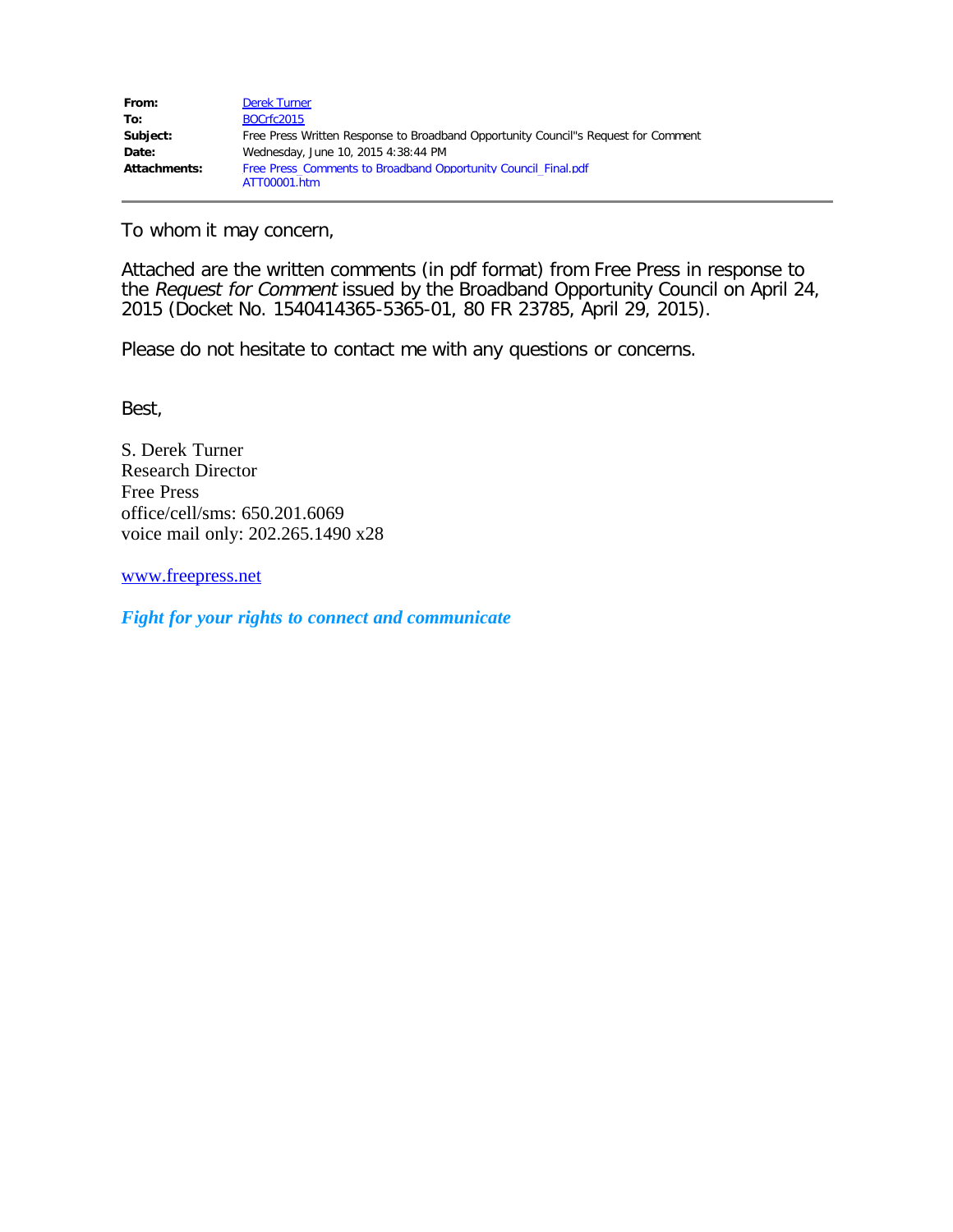| | |
|---|---|
| **From:** | Derek Turner |
| **To:** | BOCrfc2015 |
| **Subject:** | Free Press Written Response to Broadband Opportunity Council"s Request for Comment |
| **Date:** | Wednesday, June 10, 2015 4:38:44 PM |
| **Attachments:** | Free Press_Comments to Broadband Opportunity Council_Final.pdf<br>ATT00001.htm |

To whom it may concern,

Attached are the written comments (in pdf format) from Free Press in response to the *Request for Comment* issued by the Broadband Opportunity Council on April 24, 2015 (Docket No. 1540414365-5365-01, 80 FR 23785, April 29, 2015).

Please do not hesitate to contact me with any questions or concerns.

Best,

S. Derek Turner
Research Director
Free Press
office/cell/sms: 650.201.6069
voice mail only: 202.265.1490 x28

www.freepress.net

***Fight for your rights to connect and communicate***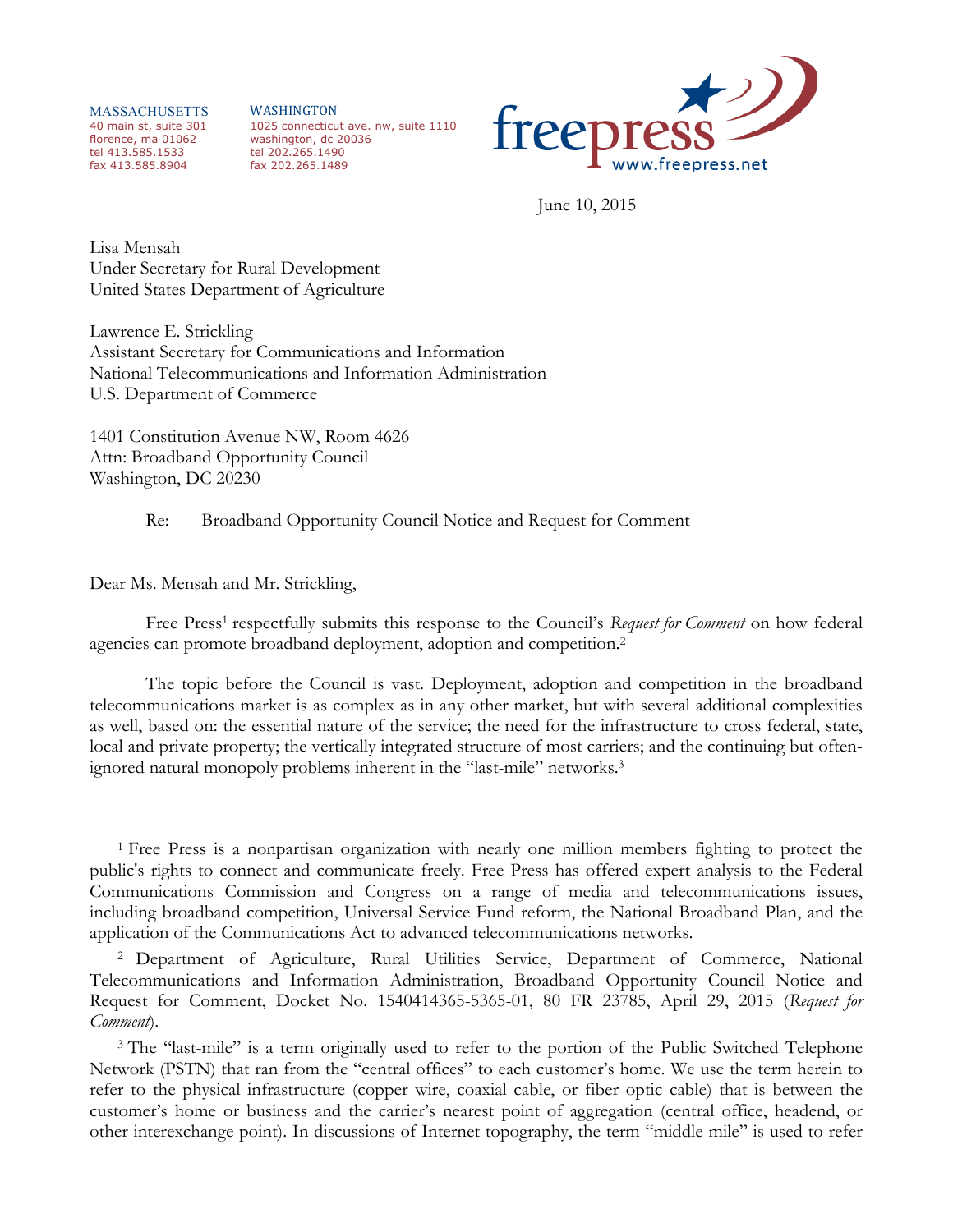MASSACHUSETTS
40 main st, suite 301
florence, ma 01062
tel 413.585.1533
fax 413.585.8904

WASHINGTON
1025 connecticut ave. nw, suite 1110
washington, dc 20036
tel 202.265.1490
fax 202.265.1489

freepress
www.freepress.net

June 10, 2015

Lisa Mensah
Under Secretary for Rural Development
United States Department of Agriculture

Lawrence E. Strickling
Assistant Secretary for Communications and Information
National Telecommunications and Information Administration
U.S. Department of Commerce

1401 Constitution Avenue NW, Room 4626
Attn: Broadband Opportunity Council
Washington, DC 20230

Re: Broadband Opportunity Council Notice and Request for Comment

Dear Ms. Mensah and Mr. Strickling,

Free Press[1] respectfully submits this response to the Council's *Request for Comment* on how federal agencies can promote broadband deployment, adoption and competition.[2]

The topic before the Council is vast. Deployment, adoption and competition in the broadband telecommunications market is as complex as in any other market, but with several additional complexities as well, based on: the essential nature of the service; the need for the infrastructure to cross federal, state, local and private property; the vertically integrated structure of most carriers; and the continuing but often-ignored natural monopoly problems inherent in the "last-mile" networks.[3]

---

[1] Free Press is a nonpartisan organization with nearly one million members fighting to protect the public's rights to connect and communicate freely. Free Press has offered expert analysis to the Federal Communications Commission and Congress on a range of media and telecommunications issues, including broadband competition, Universal Service Fund reform, the National Broadband Plan, and the application of the Communications Act to advanced telecommunications networks.

[2] Department of Agriculture, Rural Utilities Service, Department of Commerce, National Telecommunications and Information Administration, Broadband Opportunity Council Notice and Request for Comment, Docket No. 1540414365-5365-01, 80 FR 23785, April 29, 2015 (*Request for Comment*).

[3] The "last-mile" is a term originally used to refer to the portion of the Public Switched Telephone Network (PSTN) that ran from the "central offices" to each customer's home. We use the term herein to refer to the physical infrastructure (copper wire, coaxial cable, or fiber optic cable) that is between the customer's home or business and the carrier's nearest point of aggregation (central office, headend, or other interexchange point). In discussions of Internet topography, the term "middle mile" is used to refer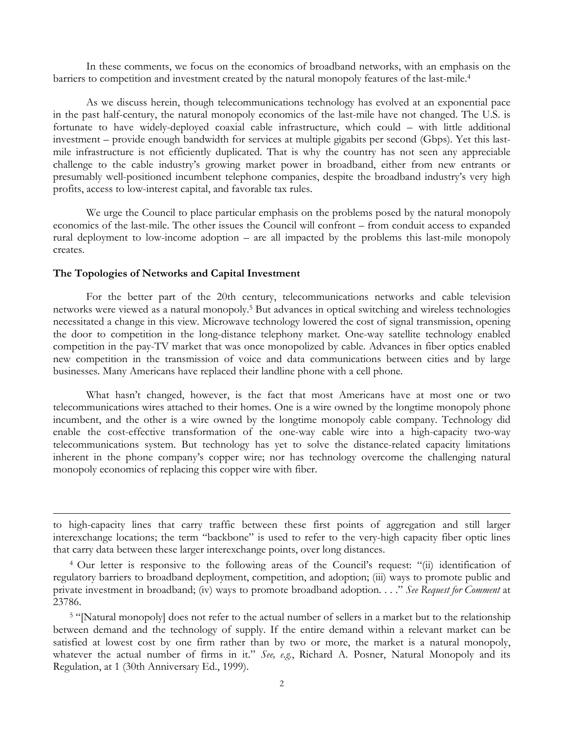In these comments, we focus on the economics of broadband networks, with an emphasis on the barriers to competition and investment created by the natural monopoly features of the last-mile.[4]

As we discuss herein, though telecommunications technology has evolved at an exponential pace in the past half-century, the natural monopoly economics of the last-mile have not changed. The U.S. is fortunate to have widely-deployed coaxial cable infrastructure, which could – with little additional investment – provide enough bandwidth for services at multiple gigabits per second (Gbps). Yet this last-mile infrastructure is not efficiently duplicated. That is why the country has not seen any appreciable challenge to the cable industry's growing market power in broadband, either from new entrants or presumably well-positioned incumbent telephone companies, despite the broadband industry's very high profits, access to low-interest capital, and favorable tax rules.

We urge the Council to place particular emphasis on the problems posed by the natural monopoly economics of the last-mile. The other issues the Council will confront – from conduit access to expanded rural deployment to low-income adoption – are all impacted by the problems this last-mile monopoly creates.

**The Topologies of Networks and Capital Investment**

For the better part of the 20th century, telecommunications networks and cable television networks were viewed as a natural monopoly.[5] But advances in optical switching and wireless technologies necessitated a change in this view. Microwave technology lowered the cost of signal transmission, opening the door to competition in the long-distance telephony market. One-way satellite technology enabled competition in the pay-TV market that was once monopolized by cable. Advances in fiber optics enabled new competition in the transmission of voice and data communications between cities and by large businesses. Many Americans have replaced their landline phone with a cell phone.

What hasn't changed, however, is the fact that most Americans have at most one or two telecommunications wires attached to their homes. One is a wire owned by the longtime monopoly phone incumbent, and the other is a wire owned by the longtime monopoly cable company. Technology did enable the cost-effective transformation of the one-way cable wire into a high-capacity two-way telecommunications system. But technology has yet to solve the distance-related capacity limitations inherent in the phone company's copper wire; nor has technology overcome the challenging natural monopoly economics of replacing this copper wire with fiber.

---

to high-capacity lines that carry traffic between these first points of aggregation and still larger interexchange locations; the term "backbone" is used to refer to the very-high capacity fiber optic lines that carry data between these larger interexchange points, over long distances.

[4] Our letter is responsive to the following areas of the Council's request: "(ii) identification of regulatory barriers to broadband deployment, competition, and adoption; (iii) ways to promote public and private investment in broadband; (iv) ways to promote broadband adoption. . . ." *See Request for Comment* at 23786.

[5] "[Natural monopoly] does not refer to the actual number of sellers in a market but to the relationship between demand and the technology of supply. If the entire demand within a relevant market can be satisfied at lowest cost by one firm rather than by two or more, the market is a natural monopoly, whatever the actual number of firms in it." *See, e.g.*, Richard A. Posner, Natural Monopoly and its Regulation, at 1 (30th Anniversary Ed., 1999).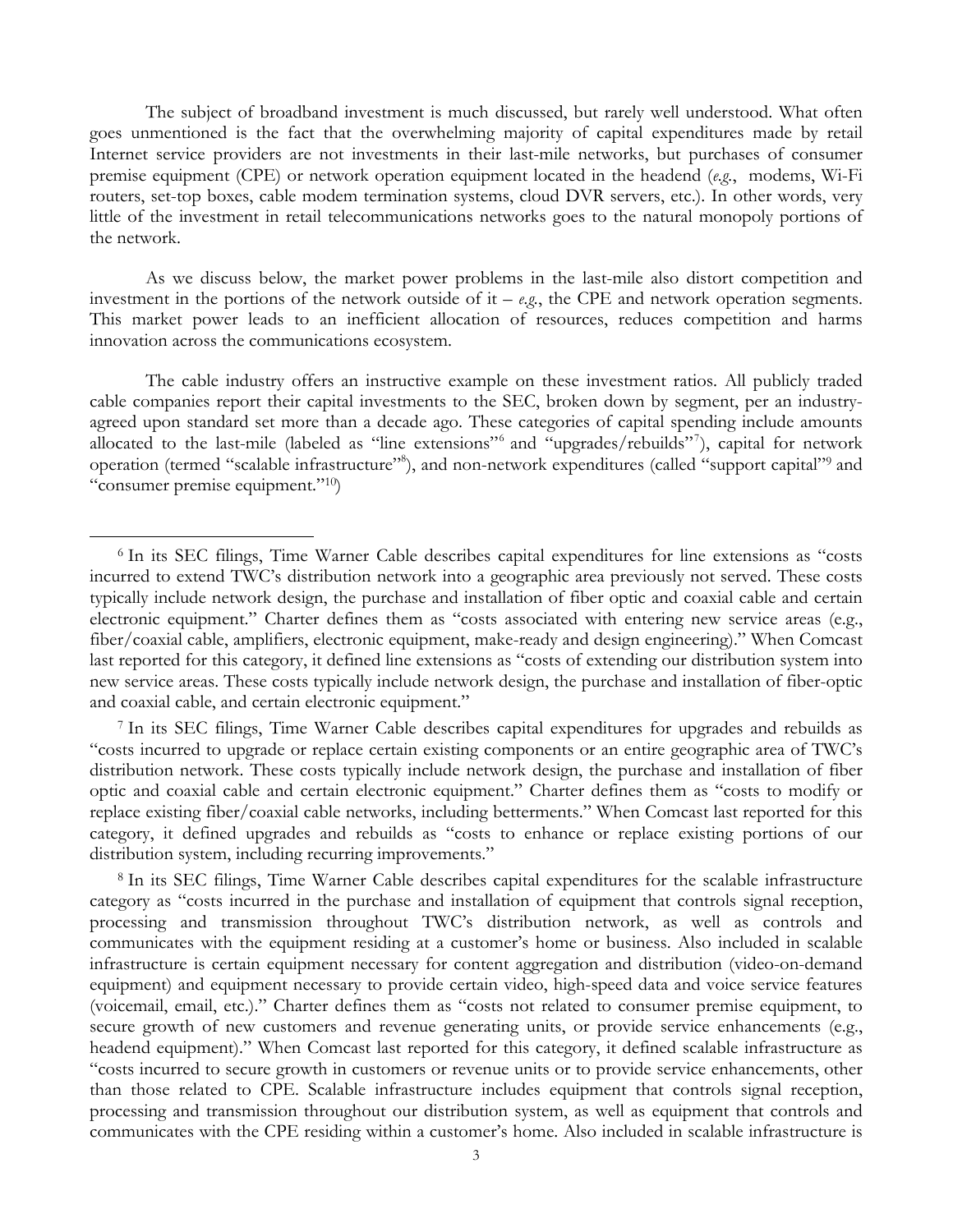The subject of broadband investment is much discussed, but rarely well understood. What often goes unmentioned is the fact that the overwhelming majority of capital expenditures made by retail Internet service providers are not investments in their last-mile networks, but purchases of consumer premise equipment (CPE) or network operation equipment located in the headend (*e.g.*, modems, Wi-Fi routers, set-top boxes, cable modem termination systems, cloud DVR servers, etc.). In other words, very little of the investment in retail telecommunications networks goes to the natural monopoly portions of the network.

As we discuss below, the market power problems in the last-mile also distort competition and investment in the portions of the network outside of it – *e.g.*, the CPE and network operation segments. This market power leads to an inefficient allocation of resources, reduces competition and harms innovation across the communications ecosystem.

The cable industry offers an instructive example on these investment ratios. All publicly traded cable companies report their capital investments to the SEC, broken down by segment, per an industry-agreed upon standard set more than a decade ago. These categories of capital spending include amounts allocated to the last-mile (labeled as "line extensions"[6] and "upgrades/rebuilds"[7]), capital for network operation (termed "scalable infrastructure"[8]), and non-network expenditures (called "support capital"[9] and "consumer premise equipment."[10])

---

[6] In its SEC filings, Time Warner Cable describes capital expenditures for line extensions as "costs incurred to extend TWC's distribution network into a geographic area previously not served. These costs typically include network design, the purchase and installation of fiber optic and coaxial cable and certain electronic equipment." Charter defines them as "costs associated with entering new service areas (e.g., fiber/coaxial cable, amplifiers, electronic equipment, make-ready and design engineering)." When Comcast last reported for this category, it defined line extensions as "costs of extending our distribution system into new service areas. These costs typically include network design, the purchase and installation of fiber-optic and coaxial cable, and certain electronic equipment."

[7] In its SEC filings, Time Warner Cable describes capital expenditures for upgrades and rebuilds as "costs incurred to upgrade or replace certain existing components or an entire geographic area of TWC's distribution network. These costs typically include network design, the purchase and installation of fiber optic and coaxial cable and certain electronic equipment." Charter defines them as "costs to modify or replace existing fiber/coaxial cable networks, including betterments." When Comcast last reported for this category, it defined upgrades and rebuilds as "costs to enhance or replace existing portions of our distribution system, including recurring improvements."

[8] In its SEC filings, Time Warner Cable describes capital expenditures for the scalable infrastructure category as "costs incurred in the purchase and installation of equipment that controls signal reception, processing and transmission throughout TWC's distribution network, as well as controls and communicates with the equipment residing at a customer's home or business. Also included in scalable infrastructure is certain equipment necessary for content aggregation and distribution (video-on-demand equipment) and equipment necessary to provide certain video, high-speed data and voice service features (voicemail, email, etc.)." Charter defines them as "costs not related to consumer premise equipment, to secure growth of new customers and revenue generating units, or provide service enhancements (e.g., headend equipment)." When Comcast last reported for this category, it defined scalable infrastructure as "costs incurred to secure growth in customers or revenue units or to provide service enhancements, other than those related to CPE. Scalable infrastructure includes equipment that controls signal reception, processing and transmission throughout our distribution system, as well as equipment that controls and communicates with the CPE residing within a customer's home. Also included in scalable infrastructure is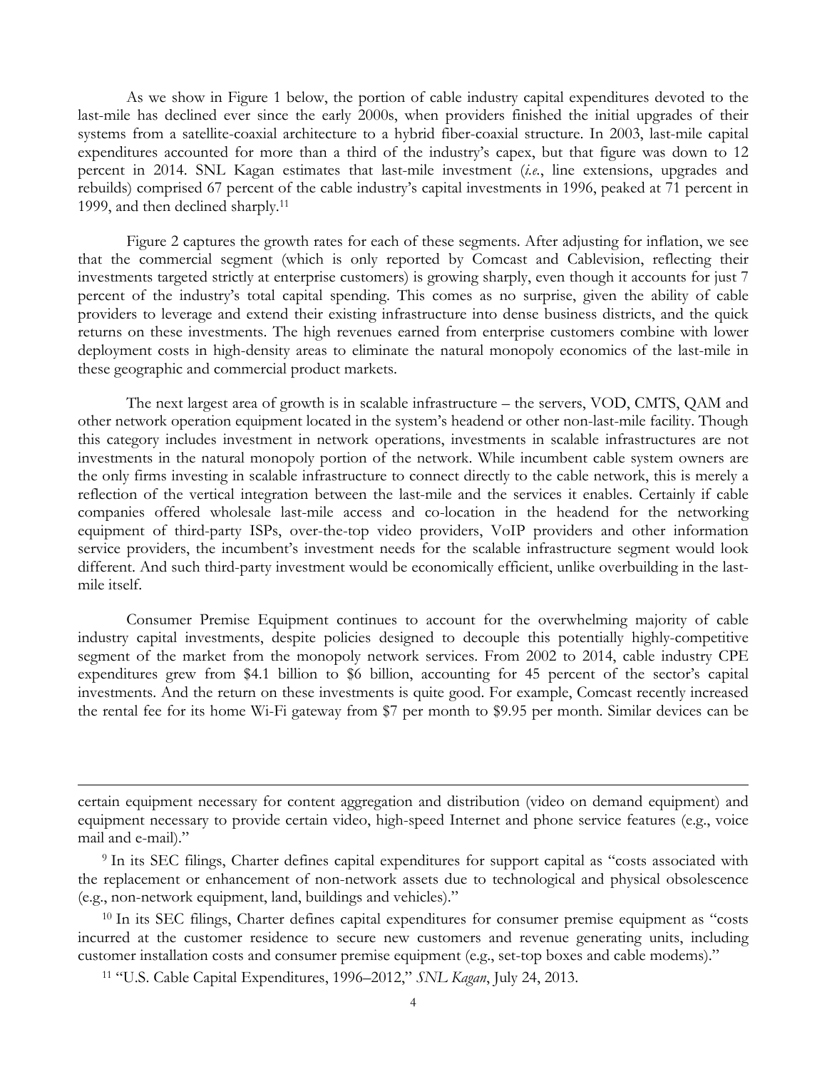As we show in Figure 1 below, the portion of cable industry capital expenditures devoted to the last-mile has declined ever since the early 2000s, when providers finished the initial upgrades of their systems from a satellite-coaxial architecture to a hybrid fiber-coaxial structure. In 2003, last-mile capital expenditures accounted for more than a third of the industry's capex, but that figure was down to 12 percent in 2014. SNL Kagan estimates that last-mile investment (*i.e.*, line extensions, upgrades and rebuilds) comprised 67 percent of the cable industry's capital investments in 1996, peaked at 71 percent in 1999, and then declined sharply.[11]

Figure 2 captures the growth rates for each of these segments. After adjusting for inflation, we see that the commercial segment (which is only reported by Comcast and Cablevision, reflecting their investments targeted strictly at enterprise customers) is growing sharply, even though it accounts for just 7 percent of the industry's total capital spending. This comes as no surprise, given the ability of cable providers to leverage and extend their existing infrastructure into dense business districts, and the quick returns on these investments. The high revenues earned from enterprise customers combine with lower deployment costs in high-density areas to eliminate the natural monopoly economics of the last-mile in these geographic and commercial product markets.

The next largest area of growth is in scalable infrastructure – the servers, VOD, CMTS, QAM and other network operation equipment located in the system's headend or other non-last-mile facility. Though this category includes investment in network operations, investments in scalable infrastructures are not investments in the natural monopoly portion of the network. While incumbent cable system owners are the only firms investing in scalable infrastructure to connect directly to the cable network, this is merely a reflection of the vertical integration between the last-mile and the services it enables. Certainly if cable companies offered wholesale last-mile access and co-location in the headend for the networking equipment of third-party ISPs, over-the-top video providers, VoIP providers and other information service providers, the incumbent's investment needs for the scalable infrastructure segment would look different. And such third-party investment would be economically efficient, unlike overbuilding in the last-mile itself.

Consumer Premise Equipment continues to account for the overwhelming majority of cable industry capital investments, despite policies designed to decouple this potentially highly-competitive segment of the market from the monopoly network services. From 2002 to 2014, cable industry CPE expenditures grew from $4.1 billion to $6 billion, accounting for 45 percent of the sector's capital investments. And the return on these investments is quite good. For example, Comcast recently increased the rental fee for its home Wi-Fi gateway from $7 per month to $9.95 per month. Similar devices can be

---

certain equipment necessary for content aggregation and distribution (video on demand equipment) and equipment necessary to provide certain video, high-speed Internet and phone service features (e.g., voice mail and e-mail)."

[9] In its SEC filings, Charter defines capital expenditures for support capital as "costs associated with the replacement or enhancement of non-network assets due to technological and physical obsolescence (e.g., non-network equipment, land, buildings and vehicles)."

[10] In its SEC filings, Charter defines capital expenditures for consumer premise equipment as "costs incurred at the customer residence to secure new customers and revenue generating units, including customer installation costs and consumer premise equipment (e.g., set-top boxes and cable modems)."

[11] "U.S. Cable Capital Expenditures, 1996–2012," *SNL Kagan*, July 24, 2013.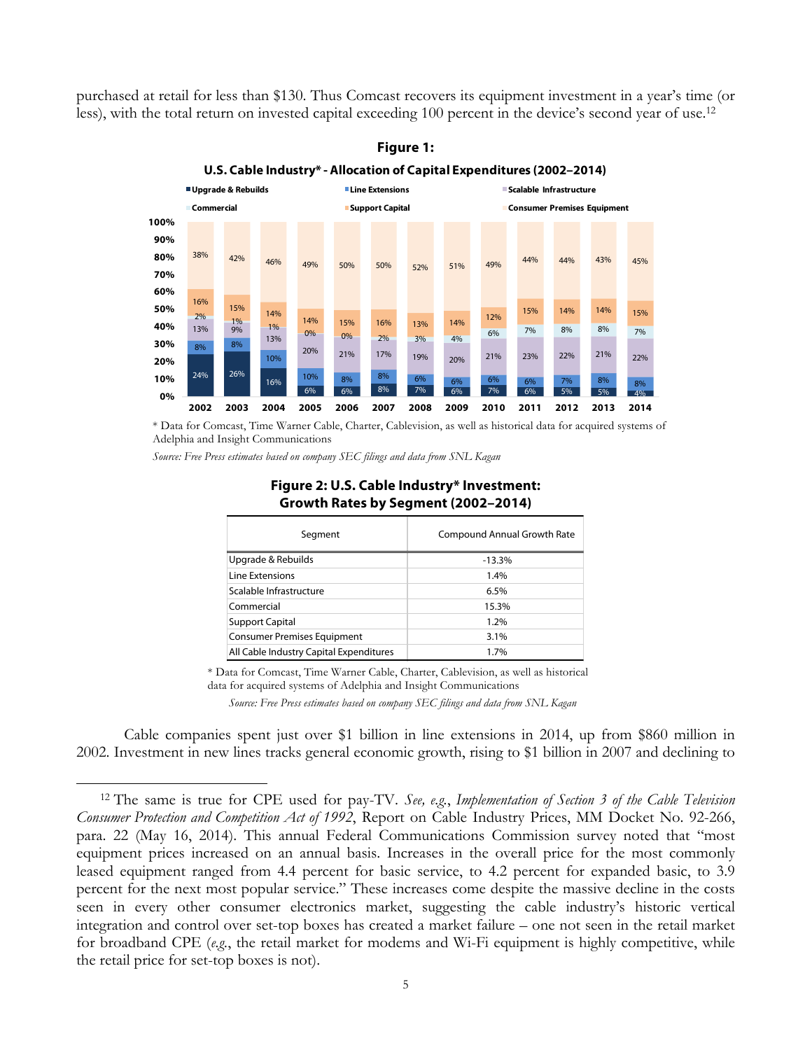purchased at retail for less than $130. Thus Comcast recovers its equipment investment in a year's time (or less), with the total return on invested capital exceeding 100 percent in the device's second year of use.[12]

**Figure 1:**

**U.S. Cable Industry\* - Allocation of Capital Expenditures (2002–2014)**

\* Data for Comcast, Time Warner Cable, Charter, Cablevision, as well as historical data for acquired systems of Adelphia and Insight Communications

*Source: Free Press estimates based on company SEC filings and data from SNL Kagan*

**Figure 2: U.S. Cable Industry\* Investment: Growth Rates by Segment (2002–2014)**

| Segment | Compound Annual Growth Rate |
|---|---|
| Upgrade & Rebuilds | -13.3% |
| Line Extensions | 1.4% |
| Scalable Infrastructure | 6.5% |
| Commercial | 15.3% |
| Support Capital | 1.2% |
| Consumer Premises Equipment | 3.1% |
| All Cable Industry Capital Expenditures | 1.7% |

\* Data for Comcast, Time Warner Cable, Charter, Cablevision, as well as historical data for acquired systems of Adelphia and Insight Communications

*Source: Free Press estimates based on company SEC filings and data from SNL Kagan*

Cable companies spent just over $1 billion in line extensions in 2014, up from $860 million in 2002. Investment in new lines tracks general economic growth, rising to $1 billion in 2007 and declining to

[12] The same is true for CPE used for pay-TV. *See, e.g.*, *Implementation of Section 3 of the Cable Television Consumer Protection and Competition Act of 1992*, Report on Cable Industry Prices, MM Docket No. 92-266, para. 22 (May 16, 2014). This annual Federal Communications Commission survey noted that "most equipment prices increased on an annual basis. Increases in the overall price for the most commonly leased equipment ranged from 4.4 percent for basic service, to 4.2 percent for expanded basic, to 3.9 percent for the next most popular service." These increases come despite the massive decline in the costs seen in every other consumer electronics market, suggesting the cable industry's historic vertical integration and control over set-top boxes has created a market failure – one not seen in the retail market for broadband CPE (*e.g.*, the retail market for modems and Wi-Fi equipment is highly competitive, while the retail price for set-top boxes is not).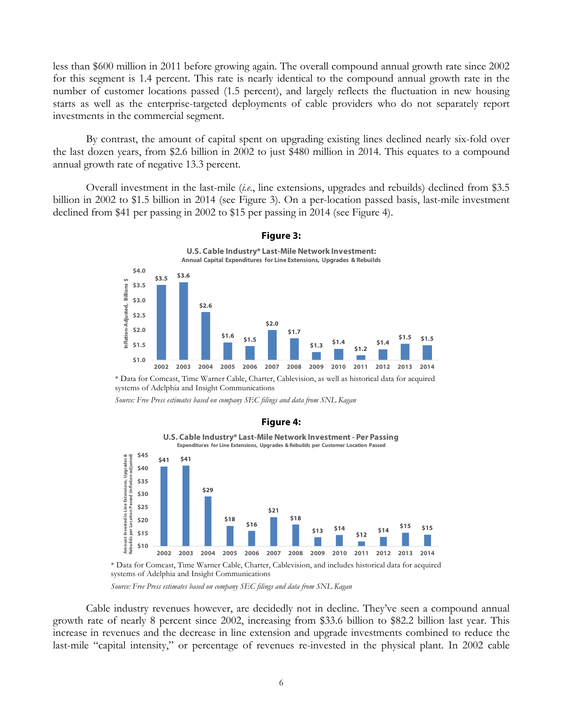less than $600 million in 2011 before growing again. The overall compound annual growth rate since 2002 for this segment is 1.4 percent. This rate is nearly identical to the compound annual growth rate in the number of customer locations passed (1.5 percent), and largely reflects the fluctuation in new housing starts as well as the enterprise-targeted deployments of cable providers who do not separately report investments in the commercial segment.

By contrast, the amount of capital spent on upgrading existing lines declined nearly six-fold over the last dozen years, from $2.6 billion in 2002 to just $480 million in 2014. This equates to a compound annual growth rate of negative 13.3 percent.

Overall investment in the last-mile (*i.e.*, line extensions, upgrades and rebuilds) declined from $3.5 billion in 2002 to $1.5 billion in 2014 (see Figure 3). On a per-location passed basis, last-mile investment declined from $41 per passing in 2002 to $15 per passing in 2014 (see Figure 4).

**Figure 3:**

**U.S. Cable Industry* Last-Mile Network Investment:**
**Annual Capital Expenditures for Line Extensions, Upgrades & Rebuilds**

| Year | Inflation-Adjusted, Billions $ |
|---|---|
| 2002 | $3.5 |
| 2003 | $3.6 |
| 2004 | $2.6 |
| 2005 | $1.6 |
| 2006 | $1.5 |
| 2007 | $2.0 |
| 2008 | $1.7 |
| 2009 | $1.3 |
| 2010 | $1.4 |
| 2011 | $1.2 |
| 2012 | $1.4 |
| 2013 | $1.5 |
| 2014 | $1.5 |

\* Data for Comcast, Time Warner Cable, Charter, Cablevision, as well as historical data for acquired systems of Adelphia and Insight Communications

*Source: Free Press estimates based on company SEC filings and data from SNL Kagan*

**Figure 4:**

**U.S. Cable Industry* Last-Mile Network Investment - Per Passing**
**Expenditures for Line Extensions, Upgrades & Rebuilds per Customer Location Passed**

| Year | Amount Invested in Line Extensions, Upgrades & Rebuilds per Location Passed (inflation-adjusted) |
|---|---|
| 2002 | $41 |
| 2003 | $41 |
| 2004 | $29 |
| 2005 | $18 |
| 2006 | $16 |
| 2007 | $21 |
| 2008 | $18 |
| 2009 | $13 |
| 2010 | $14 |
| 2011 | $12 |
| 2012 | $14 |
| 2013 | $15 |
| 2014 | $15 |

\* Data for Comcast, Time Warner Cable, Charter, Cablevision, and includes historical data for acquired systems of Adelphia and Insight Communications

*Source: Free Press estimates based on company SEC filings and data from SNL Kagan*

Cable industry revenues however, are decidedly not in decline. They've seen a compound annual growth rate of nearly 8 percent since 2002, increasing from $33.6 billion to $82.2 billion last year. This increase in revenues and the decrease in line extension and upgrade investments combined to reduce the last-mile "capital intensity," or percentage of revenues re-invested in the physical plant. In 2002 cable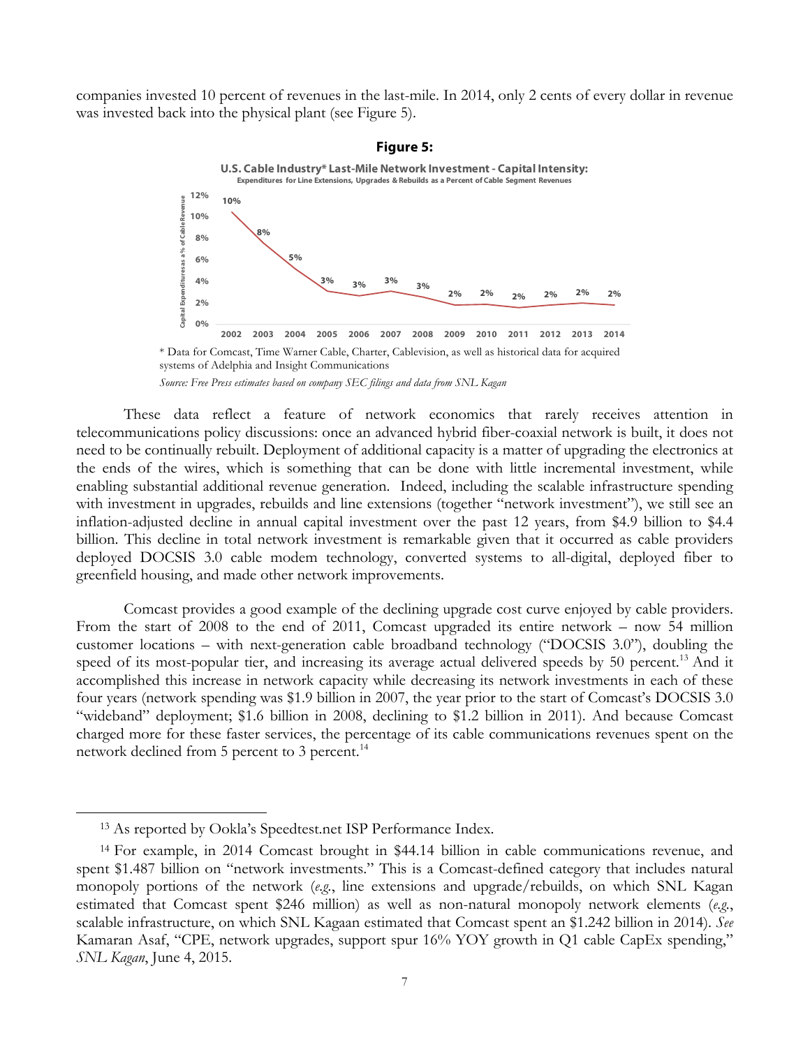companies invested 10 percent of revenues in the last-mile. In 2014, only 2 cents of every dollar in revenue was invested back into the physical plant (see Figure 5).

**Figure 5:**

**U.S. Cable Industry\* Last-Mile Network Investment - Capital Intensity:**
**Expenditures for Line Extensions, Upgrades & Rebuilds as a Percent of Cable Segment Revenues**

| Year | 2002 | 2003 | 2004 | 2005 | 2006 | 2007 | 2008 | 2009 | 2010 | 2011 | 2012 | 2013 | 2014 |
|---|---|---|---|---|---|---|---|---|---|---|---|---|---|
| Capital Expenditures as a % of Cable Revenue | 10% | 8% | 5% | 3% | 3% | 3% | 3% | 2% | 2% | 2% | 2% | 2% | 2% |

\* Data for Comcast, Time Warner Cable, Charter, Cablevision, as well as historical data for acquired systems of Adelphia and Insight Communications

*Source: Free Press estimates based on company SEC filings and data from SNL Kagan*

These data reflect a feature of network economics that rarely receives attention in telecommunications policy discussions: once an advanced hybrid fiber-coaxial network is built, it does not need to be continually rebuilt. Deployment of additional capacity is a matter of upgrading the electronics at the ends of the wires, which is something that can be done with little incremental investment, while enabling substantial additional revenue generation. Indeed, including the scalable infrastructure spending with investment in upgrades, rebuilds and line extensions (together "network investment"), we still see an inflation-adjusted decline in annual capital investment over the past 12 years, from \$4.9 billion to \$4.4 billion. This decline in total network investment is remarkable given that it occurred as cable providers deployed DOCSIS 3.0 cable modem technology, converted systems to all-digital, deployed fiber to greenfield housing, and made other network improvements.

Comcast provides a good example of the declining upgrade cost curve enjoyed by cable providers. From the start of 2008 to the end of 2011, Comcast upgraded its entire network – now 54 million customer locations – with next-generation cable broadband technology ("DOCSIS 3.0"), doubling the speed of its most-popular tier, and increasing its average actual delivered speeds by 50 percent.[13] And it accomplished this increase in network capacity while decreasing its network investments in each of these four years (network spending was \$1.9 billion in 2007, the year prior to the start of Comcast's DOCSIS 3.0 "wideband" deployment; \$1.6 billion in 2008, declining to \$1.2 billion in 2011). And because Comcast charged more for these faster services, the percentage of its cable communications revenues spent on the network declined from 5 percent to 3 percent.[14]

---

[13] As reported by Ookla's Speedtest.net ISP Performance Index.

[14] For example, in 2014 Comcast brought in \$44.14 billion in cable communications revenue, and spent \$1.487 billion on "network investments." This is a Comcast-defined category that includes natural monopoly portions of the network (*e.g.*, line extensions and upgrade/rebuilds, on which SNL Kagan estimated that Comcast spent \$246 million) as well as non-natural monopoly network elements (*e.g.*, scalable infrastructure, on which SNL Kagaan estimated that Comcast spent an \$1.242 billion in 2014). *See* Kamaran Asaf, "CPE, network upgrades, support spur 16% YOY growth in Q1 cable CapEx spending," *SNL Kagan*, June 4, 2015.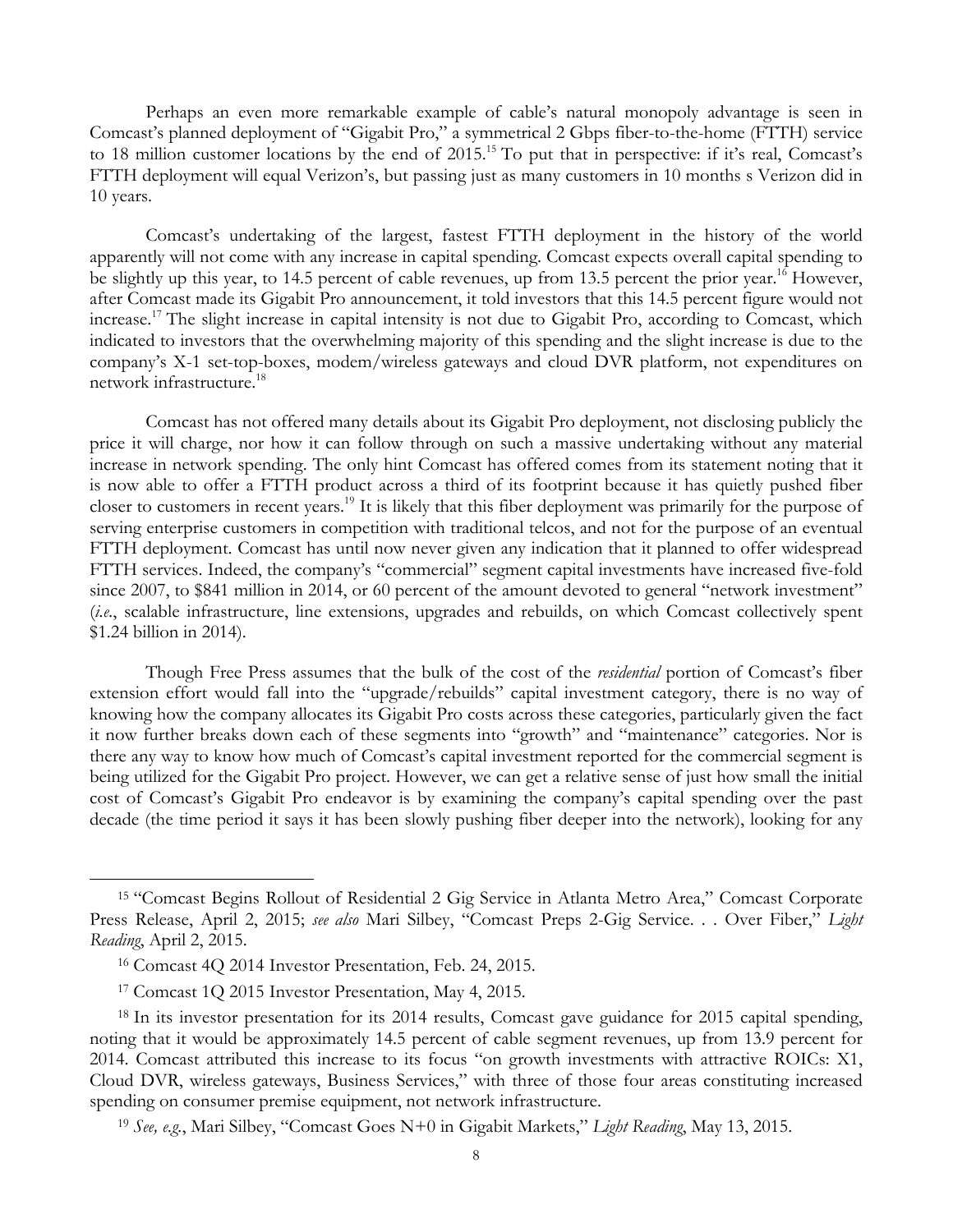Perhaps an even more remarkable example of cable's natural monopoly advantage is seen in Comcast's planned deployment of "Gigabit Pro," a symmetrical 2 Gbps fiber-to-the-home (FTTH) service to 18 million customer locations by the end of 2015.[15] To put that in perspective: if it's real, Comcast's FTTH deployment will equal Verizon's, but passing just as many customers in 10 months s Verizon did in 10 years.

Comcast's undertaking of the largest, fastest FTTH deployment in the history of the world apparently will not come with any increase in capital spending. Comcast expects overall capital spending to be slightly up this year, to 14.5 percent of cable revenues, up from 13.5 percent the prior year.[16] However, after Comcast made its Gigabit Pro announcement, it told investors that this 14.5 percent figure would not increase.[17] The slight increase in capital intensity is not due to Gigabit Pro, according to Comcast, which indicated to investors that the overwhelming majority of this spending and the slight increase is due to the company's X-1 set-top-boxes, modem/wireless gateways and cloud DVR platform, not expenditures on network infrastructure.[18]

Comcast has not offered many details about its Gigabit Pro deployment, not disclosing publicly the price it will charge, nor how it can follow through on such a massive undertaking without any material increase in network spending. The only hint Comcast has offered comes from its statement noting that it is now able to offer a FTTH product across a third of its footprint because it has quietly pushed fiber closer to customers in recent years.[19] It is likely that this fiber deployment was primarily for the purpose of serving enterprise customers in competition with traditional telcos, and not for the purpose of an eventual FTTH deployment. Comcast has until now never given any indication that it planned to offer widespread FTTH services. Indeed, the company's "commercial" segment capital investments have increased five-fold since 2007, to \$841 million in 2014, or 60 percent of the amount devoted to general "network investment" (*i.e.*, scalable infrastructure, line extensions, upgrades and rebuilds, on which Comcast collectively spent \$1.24 billion in 2014).

Though Free Press assumes that the bulk of the cost of the *residential* portion of Comcast's fiber extension effort would fall into the "upgrade/rebuilds" capital investment category, there is no way of knowing how the company allocates its Gigabit Pro costs across these categories, particularly given the fact it now further breaks down each of these segments into "growth" and "maintenance" categories. Nor is there any way to know how much of Comcast's capital investment reported for the commercial segment is being utilized for the Gigabit Pro project. However, we can get a relative sense of just how small the initial cost of Comcast's Gigabit Pro endeavor is by examining the company's capital spending over the past decade (the time period it says it has been slowly pushing fiber deeper into the network), looking for any

---

[15] "Comcast Begins Rollout of Residential 2 Gig Service in Atlanta Metro Area," Comcast Corporate Press Release, April 2, 2015; *see also* Mari Silbey, "Comcast Preps 2-Gig Service. . . Over Fiber," *Light Reading*, April 2, 2015.

[16] Comcast 4Q 2014 Investor Presentation, Feb. 24, 2015.

[17] Comcast 1Q 2015 Investor Presentation, May 4, 2015.

[18] In its investor presentation for its 2014 results, Comcast gave guidance for 2015 capital spending, noting that it would be approximately 14.5 percent of cable segment revenues, up from 13.9 percent for 2014. Comcast attributed this increase to its focus "on growth investments with attractive ROICs: X1, Cloud DVR, wireless gateways, Business Services," with three of those four areas constituting increased spending on consumer premise equipment, not network infrastructure.

[19] *See, e.g.*, Mari Silbey, "Comcast Goes N+0 in Gigabit Markets," *Light Reading*, May 13, 2015.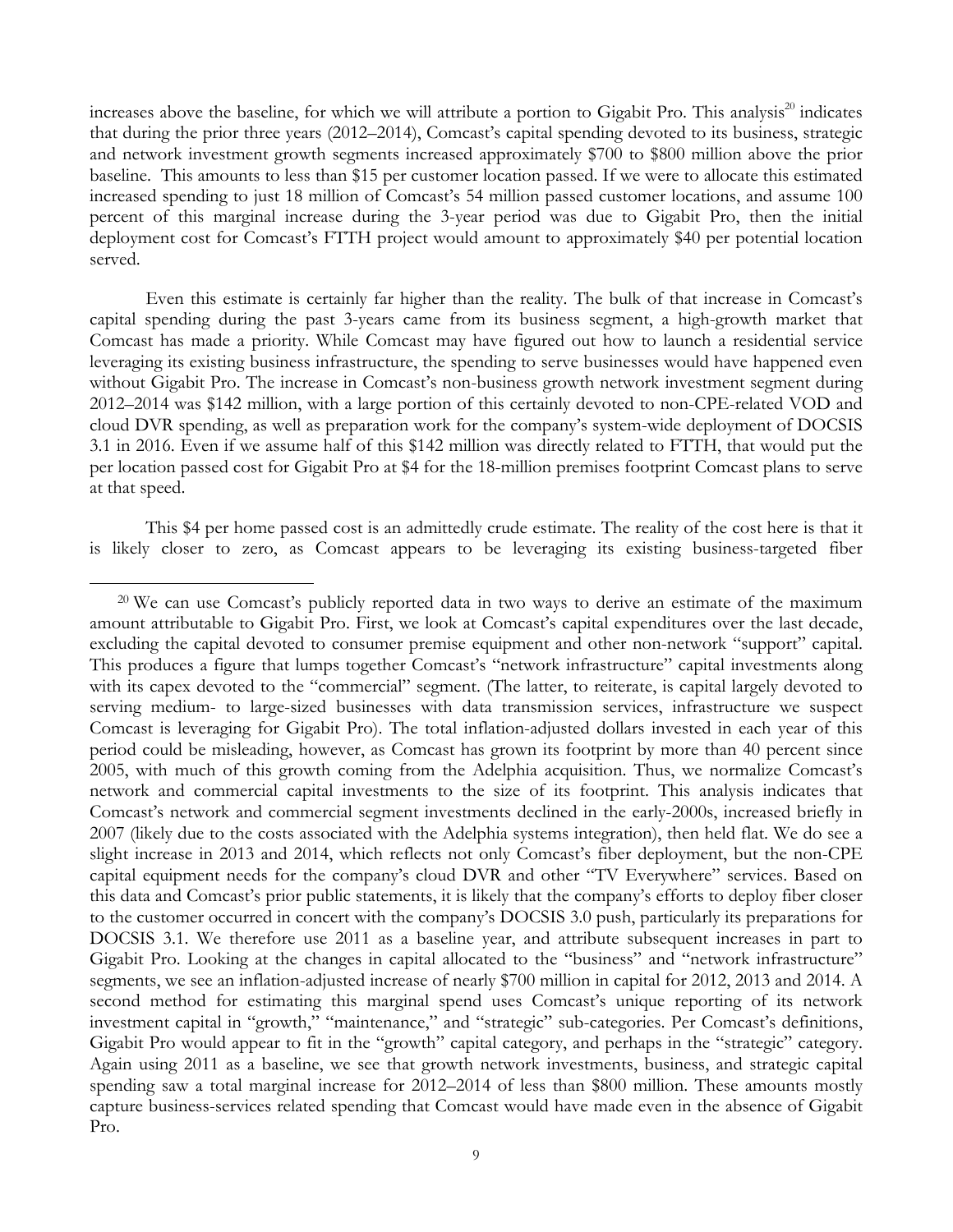increases above the baseline, for which we will attribute a portion to Gigabit Pro. This analysis[20] indicates that during the prior three years (2012–2014), Comcast's capital spending devoted to its business, strategic and network investment growth segments increased approximately $700 to $800 million above the prior baseline. This amounts to less than $15 per customer location passed. If we were to allocate this estimated increased spending to just 18 million of Comcast's 54 million passed customer locations, and assume 100 percent of this marginal increase during the 3-year period was due to Gigabit Pro, then the initial deployment cost for Comcast's FTTH project would amount to approximately $40 per potential location served.

Even this estimate is certainly far higher than the reality. The bulk of that increase in Comcast's capital spending during the past 3-years came from its business segment, a high-growth market that Comcast has made a priority. While Comcast may have figured out how to launch a residential service leveraging its existing business infrastructure, the spending to serve businesses would have happened even without Gigabit Pro. The increase in Comcast's non-business growth network investment segment during 2012–2014 was $142 million, with a large portion of this certainly devoted to non-CPE-related VOD and cloud DVR spending, as well as preparation work for the company's system-wide deployment of DOCSIS 3.1 in 2016. Even if we assume half of this $142 million was directly related to FTTH, that would put the per location passed cost for Gigabit Pro at $4 for the 18-million premises footprint Comcast plans to serve at that speed.

This $4 per home passed cost is an admittedly crude estimate. The reality of the cost here is that it is likely closer to zero, as Comcast appears to be leveraging its existing business-targeted fiber

---

[20] We can use Comcast's publicly reported data in two ways to derive an estimate of the maximum amount attributable to Gigabit Pro. First, we look at Comcast's capital expenditures over the last decade, excluding the capital devoted to consumer premise equipment and other non-network "support" capital. This produces a figure that lumps together Comcast's "network infrastructure" capital investments along with its capex devoted to the "commercial" segment. (The latter, to reiterate, is capital largely devoted to serving medium- to large-sized businesses with data transmission services, infrastructure we suspect Comcast is leveraging for Gigabit Pro). The total inflation-adjusted dollars invested in each year of this period could be misleading, however, as Comcast has grown its footprint by more than 40 percent since 2005, with much of this growth coming from the Adelphia acquisition. Thus, we normalize Comcast's network and commercial capital investments to the size of its footprint. This analysis indicates that Comcast's network and commercial segment investments declined in the early-2000s, increased briefly in 2007 (likely due to the costs associated with the Adelphia systems integration), then held flat. We do see a slight increase in 2013 and 2014, which reflects not only Comcast's fiber deployment, but the non-CPE capital equipment needs for the company's cloud DVR and other "TV Everywhere" services. Based on this data and Comcast's prior public statements, it is likely that the company's efforts to deploy fiber closer to the customer occurred in concert with the company's DOCSIS 3.0 push, particularly its preparations for DOCSIS 3.1. We therefore use 2011 as a baseline year, and attribute subsequent increases in part to Gigabit Pro. Looking at the changes in capital allocated to the "business" and "network infrastructure" segments, we see an inflation-adjusted increase of nearly $700 million in capital for 2012, 2013 and 2014. A second method for estimating this marginal spend uses Comcast's unique reporting of its network investment capital in "growth," "maintenance," and "strategic" sub-categories. Per Comcast's definitions, Gigabit Pro would appear to fit in the "growth" capital category, and perhaps in the "strategic" category. Again using 2011 as a baseline, we see that growth network investments, business, and strategic capital spending saw a total marginal increase for 2012–2014 of less than $800 million. These amounts mostly capture business-services related spending that Comcast would have made even in the absence of Gigabit Pro.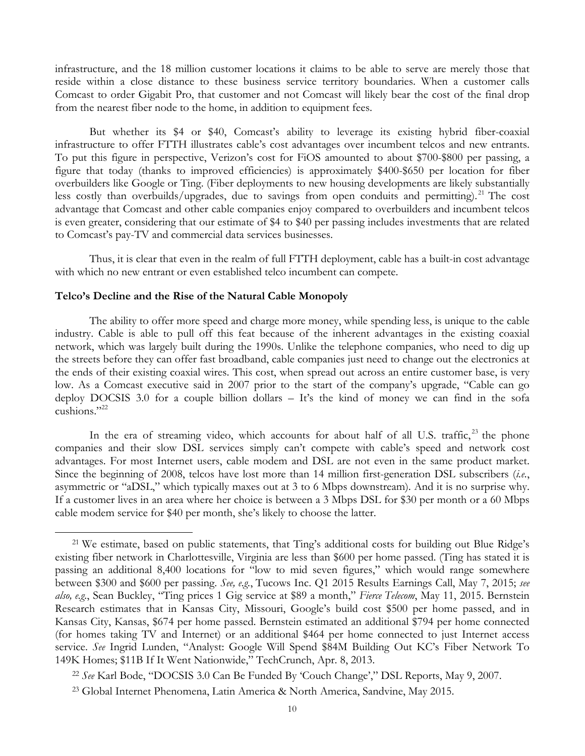infrastructure, and the 18 million customer locations it claims to be able to serve are merely those that reside within a close distance to these business service territory boundaries. When a customer calls Comcast to order Gigabit Pro, that customer and not Comcast will likely bear the cost of the final drop from the nearest fiber node to the home, in addition to equipment fees.

But whether its $4 or $40, Comcast's ability to leverage its existing hybrid fiber-coaxial infrastructure to offer FTTH illustrates cable's cost advantages over incumbent telcos and new entrants. To put this figure in perspective, Verizon's cost for FiOS amounted to about $700-$800 per passing, a figure that today (thanks to improved efficiencies) is approximately $400-$650 per location for fiber overbuilders like Google or Ting. (Fiber deployments to new housing developments are likely substantially less costly than overbuilds/upgrades, due to savings from open conduits and permitting).[21] The cost advantage that Comcast and other cable companies enjoy compared to overbuilders and incumbent telcos is even greater, considering that our estimate of $4 to $40 per passing includes investments that are related to Comcast's pay-TV and commercial data services businesses.

Thus, it is clear that even in the realm of full FTTH deployment, cable has a built-in cost advantage with which no new entrant or even established telco incumbent can compete.

**Telco's Decline and the Rise of the Natural Cable Monopoly**

The ability to offer more speed and charge more money, while spending less, is unique to the cable industry. Cable is able to pull off this feat because of the inherent advantages in the existing coaxial network, which was largely built during the 1990s. Unlike the telephone companies, who need to dig up the streets before they can offer fast broadband, cable companies just need to change out the electronics at the ends of their existing coaxial wires. This cost, when spread out across an entire customer base, is very low. As a Comcast executive said in 2007 prior to the start of the company's upgrade, "Cable can go deploy DOCSIS 3.0 for a couple billion dollars – It's the kind of money we can find in the sofa cushions."[22]

In the era of streaming video, which accounts for about half of all U.S. traffic,[23] the phone companies and their slow DSL services simply can't compete with cable's speed and network cost advantages. For most Internet users, cable modem and DSL are not even in the same product market. Since the beginning of 2008, telcos have lost more than 14 million first-generation DSL subscribers (*i.e.*, asymmetric or "aDSL," which typically maxes out at 3 to 6 Mbps downstream). And it is no surprise why. If a customer lives in an area where her choice is between a 3 Mbps DSL for $30 per month or a 60 Mbps cable modem service for $40 per month, she's likely to choose the latter.

---

[21] We estimate, based on public statements, that Ting's additional costs for building out Blue Ridge's existing fiber network in Charlottesville, Virginia are less than $600 per home passed. (Ting has stated it is passing an additional 8,400 locations for "low to mid seven figures," which would range somewhere between $300 and $600 per passing. *See, e.g.*, Tucows Inc. Q1 2015 Results Earnings Call, May 7, 2015; *see also, e.g.*, Sean Buckley, "Ting prices 1 Gig service at $89 a month," *Fierce Telecom*, May 11, 2015. Bernstein Research estimates that in Kansas City, Missouri, Google's build cost $500 per home passed, and in Kansas City, Kansas, $674 per home passed. Bernstein estimated an additional $794 per home connected (for homes taking TV and Internet) or an additional $464 per home connected to just Internet access service. *See* Ingrid Lunden, "Analyst: Google Will Spend $84M Building Out KC's Fiber Network To 149K Homes; $11B If It Went Nationwide," TechCrunch, Apr. 8, 2013.

[22] *See* Karl Bode, "DOCSIS 3.0 Can Be Funded By 'Couch Change'," DSL Reports, May 9, 2007.

[23] Global Internet Phenomena, Latin America & North America, Sandvine, May 2015.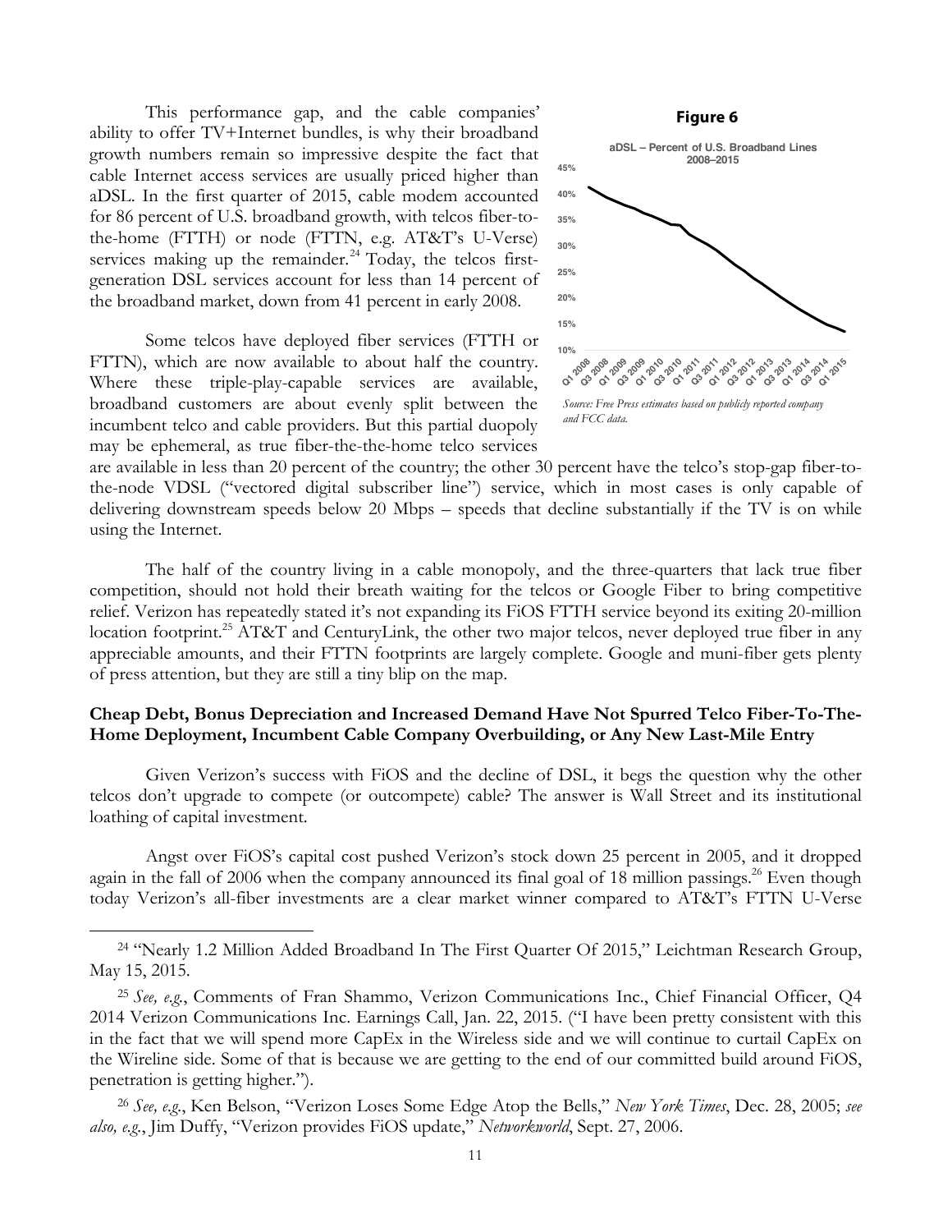This performance gap, and the cable companies' ability to offer TV+Internet bundles, is why their broadband growth numbers remain so impressive despite the fact that cable Internet access services are usually priced higher than aDSL. In the first quarter of 2015, cable modem accounted for 86 percent of U.S. broadband growth, with telcos fiber-to-the-home (FTTH) or node (FTTN, e.g. AT&T's U-Verse) services making up the remainder.[24] Today, the telcos first-generation DSL services account for less than 14 percent of the broadband market, down from 41 percent in early 2008.

**Figure 6**

aDSL – Percent of U.S. Broadband Lines 2008–2015

*Source: Free Press estimates based on publicly reported company and FCC data.*

Some telcos have deployed fiber services (FTTH or FTTN), which are now available to about half the country. Where these triple-play-capable services are available, broadband customers are about evenly split between the incumbent telco and cable providers. But this partial duopoly may be ephemeral, as true fiber-the-the-home telco services are available in less than 20 percent of the country; the other 30 percent have the telco's stop-gap fiber-to-the-node VDSL ("vectored digital subscriber line") service, which in most cases is only capable of delivering downstream speeds below 20 Mbps – speeds that decline substantially if the TV is on while using the Internet.

The half of the country living in a cable monopoly, and the three-quarters that lack true fiber competition, should not hold their breath waiting for the telcos or Google Fiber to bring competitive relief. Verizon has repeatedly stated it's not expanding its FiOS FTTH service beyond its exiting 20-million location footprint.[25] AT&T and CenturyLink, the other two major telcos, never deployed true fiber in any appreciable amounts, and their FTTN footprints are largely complete. Google and muni-fiber gets plenty of press attention, but they are still a tiny blip on the map.

**Cheap Debt, Bonus Depreciation and Increased Demand Have Not Spurred Telco Fiber-To-The-Home Deployment, Incumbent Cable Company Overbuilding, or Any New Last-Mile Entry**

Given Verizon's success with FiOS and the decline of DSL, it begs the question why the other telcos don't upgrade to compete (or outcompete) cable? The answer is Wall Street and its institutional loathing of capital investment.

Angst over FiOS's capital cost pushed Verizon's stock down 25 percent in 2005, and it dropped again in the fall of 2006 when the company announced its final goal of 18 million passings.[26] Even though today Verizon's all-fiber investments are a clear market winner compared to AT&T's FTTN U-Verse

---

[24] "Nearly 1.2 Million Added Broadband In The First Quarter Of 2015," Leichtman Research Group, May 15, 2015.

[25] *See, e.g.*, Comments of Fran Shammo, Verizon Communications Inc., Chief Financial Officer, Q4 2014 Verizon Communications Inc. Earnings Call, Jan. 22, 2015. ("I have been pretty consistent with this in the fact that we will spend more CapEx in the Wireless side and we will continue to curtail CapEx on the Wireline side. Some of that is because we are getting to the end of our committed build around FiOS, penetration is getting higher.").

[26] *See, e.g.*, Ken Belson, "Verizon Loses Some Edge Atop the Bells," *New York Times*, Dec. 28, 2005; *see also, e.g.*, Jim Duffy, "Verizon provides FiOS update," *Networkworld*, Sept. 27, 2006.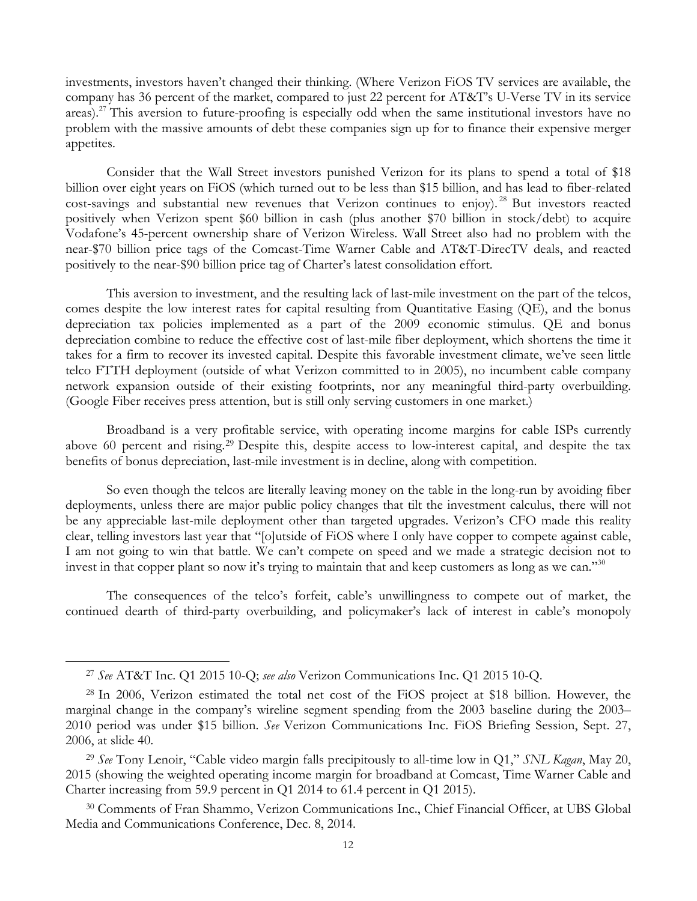investments, investors haven't changed their thinking. (Where Verizon FiOS TV services are available, the company has 36 percent of the market, compared to just 22 percent for AT&T's U-Verse TV in its service areas).[27] This aversion to future-proofing is especially odd when the same institutional investors have no problem with the massive amounts of debt these companies sign up for to finance their expensive merger appetites.

Consider that the Wall Street investors punished Verizon for its plans to spend a total of $18 billion over eight years on FiOS (which turned out to be less than $15 billion, and has lead to fiber-related cost-savings and substantial new revenues that Verizon continues to enjoy).[28] But investors reacted positively when Verizon spent $60 billion in cash (plus another $70 billion in stock/debt) to acquire Vodafone's 45-percent ownership share of Verizon Wireless. Wall Street also had no problem with the near-$70 billion price tags of the Comcast-Time Warner Cable and AT&T-DirecTV deals, and reacted positively to the near-$90 billion price tag of Charter's latest consolidation effort.

This aversion to investment, and the resulting lack of last-mile investment on the part of the telcos, comes despite the low interest rates for capital resulting from Quantitative Easing (QE), and the bonus depreciation tax policies implemented as a part of the 2009 economic stimulus. QE and bonus depreciation combine to reduce the effective cost of last-mile fiber deployment, which shortens the time it takes for a firm to recover its invested capital. Despite this favorable investment climate, we've seen little telco FTTH deployment (outside of what Verizon committed to in 2005), no incumbent cable company network expansion outside of their existing footprints, nor any meaningful third-party overbuilding. (Google Fiber receives press attention, but is still only serving customers in one market.)

Broadband is a very profitable service, with operating income margins for cable ISPs currently above 60 percent and rising.[29] Despite this, despite access to low-interest capital, and despite the tax benefits of bonus depreciation, last-mile investment is in decline, along with competition.

So even though the telcos are literally leaving money on the table in the long-run by avoiding fiber deployments, unless there are major public policy changes that tilt the investment calculus, there will not be any appreciable last-mile deployment other than targeted upgrades. Verizon's CFO made this reality clear, telling investors last year that "[o]utside of FiOS where I only have copper to compete against cable, I am not going to win that battle. We can't compete on speed and we made a strategic decision not to invest in that copper plant so now it's trying to maintain that and keep customers as long as we can."[30]

The consequences of the telco's forfeit, cable's unwillingness to compete out of market, the continued dearth of third-party overbuilding, and policymaker's lack of interest in cable's monopoly

---

[27] *See* AT&T Inc. Q1 2015 10-Q; *see also* Verizon Communications Inc. Q1 2015 10-Q.

[28] In 2006, Verizon estimated the total net cost of the FiOS project at $18 billion. However, the marginal change in the company's wireline segment spending from the 2003 baseline during the 2003–2010 period was under $15 billion. *See* Verizon Communications Inc. FiOS Briefing Session, Sept. 27, 2006, at slide 40.

[29] *See* Tony Lenoir, "Cable video margin falls precipitously to all-time low in Q1," *SNL Kagan*, May 20, 2015 (showing the weighted operating income margin for broadband at Comcast, Time Warner Cable and Charter increasing from 59.9 percent in Q1 2014 to 61.4 percent in Q1 2015).

[30] Comments of Fran Shammo, Verizon Communications Inc., Chief Financial Officer, at UBS Global Media and Communications Conference, Dec. 8, 2014.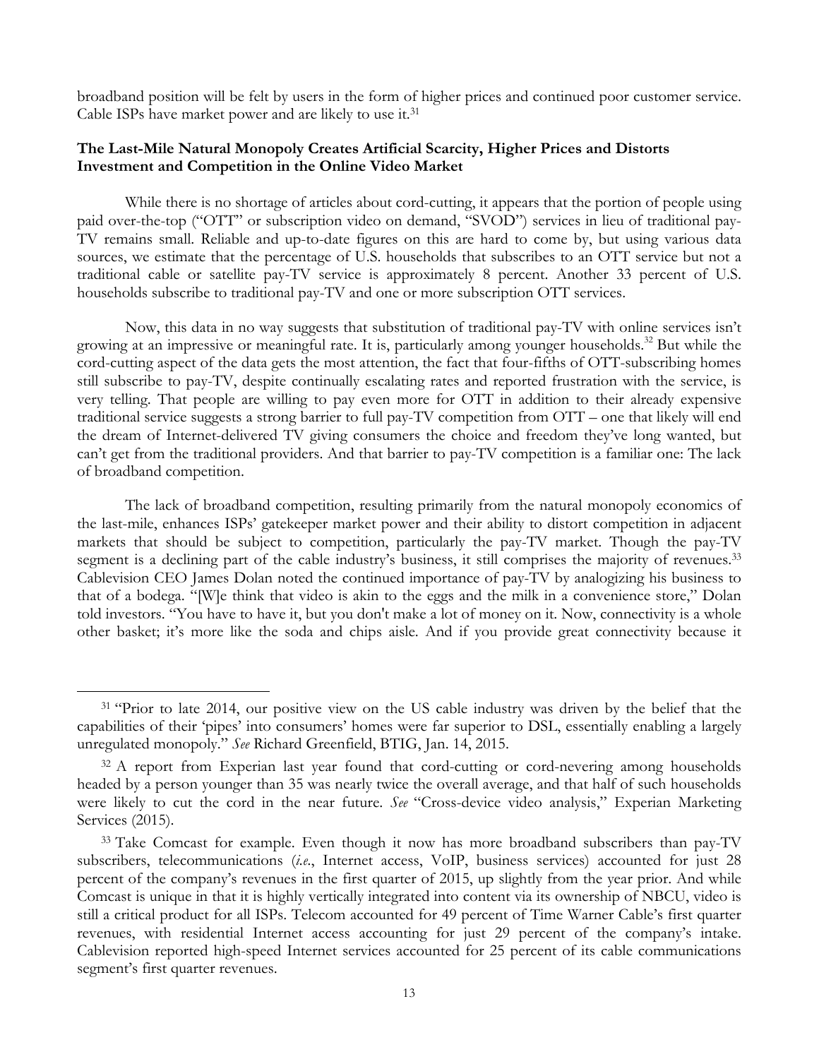broadband position will be felt by users in the form of higher prices and continued poor customer service. Cable ISPs have market power and are likely to use it.[31]

**The Last-Mile Natural Monopoly Creates Artificial Scarcity, Higher Prices and Distorts Investment and Competition in the Online Video Market**

While there is no shortage of articles about cord-cutting, it appears that the portion of people using paid over-the-top ("OTT" or subscription video on demand, "SVOD") services in lieu of traditional pay-TV remains small. Reliable and up-to-date figures on this are hard to come by, but using various data sources, we estimate that the percentage of U.S. households that subscribes to an OTT service but not a traditional cable or satellite pay-TV service is approximately 8 percent. Another 33 percent of U.S. households subscribe to traditional pay-TV and one or more subscription OTT services.

Now, this data in no way suggests that substitution of traditional pay-TV with online services isn't growing at an impressive or meaningful rate. It is, particularly among younger households.[32] But while the cord-cutting aspect of the data gets the most attention, the fact that four-fifths of OTT-subscribing homes still subscribe to pay-TV, despite continually escalating rates and reported frustration with the service, is very telling. That people are willing to pay even more for OTT in addition to their already expensive traditional service suggests a strong barrier to full pay-TV competition from OTT – one that likely will end the dream of Internet-delivered TV giving consumers the choice and freedom they've long wanted, but can't get from the traditional providers. And that barrier to pay-TV competition is a familiar one: The lack of broadband competition.

The lack of broadband competition, resulting primarily from the natural monopoly economics of the last-mile, enhances ISPs' gatekeeper market power and their ability to distort competition in adjacent markets that should be subject to competition, particularly the pay-TV market. Though the pay-TV segment is a declining part of the cable industry's business, it still comprises the majority of revenues.[33] Cablevision CEO James Dolan noted the continued importance of pay-TV by analogizing his business to that of a bodega. "[W]e think that video is akin to the eggs and the milk in a convenience store," Dolan told investors. "You have to have it, but you don't make a lot of money on it. Now, connectivity is a whole other basket; it's more like the soda and chips aisle. And if you provide great connectivity because it

---

[31] "Prior to late 2014, our positive view on the US cable industry was driven by the belief that the capabilities of their 'pipes' into consumers' homes were far superior to DSL, essentially enabling a largely unregulated monopoly." *See* Richard Greenfield, BTIG, Jan. 14, 2015.

[32] A report from Experian last year found that cord-cutting or cord-nevering among households headed by a person younger than 35 was nearly twice the overall average, and that half of such households were likely to cut the cord in the near future. *See* "Cross-device video analysis," Experian Marketing Services (2015).

[33] Take Comcast for example. Even though it now has more broadband subscribers than pay-TV subscribers, telecommunications (*i.e.*, Internet access, VoIP, business services) accounted for just 28 percent of the company's revenues in the first quarter of 2015, up slightly from the year prior. And while Comcast is unique in that it is highly vertically integrated into content via its ownership of NBCU, video is still a critical product for all ISPs. Telecom accounted for 49 percent of Time Warner Cable's first quarter revenues, with residential Internet access accounting for just 29 percent of the company's intake. Cablevision reported high-speed Internet services accounted for 25 percent of its cable communications segment's first quarter revenues.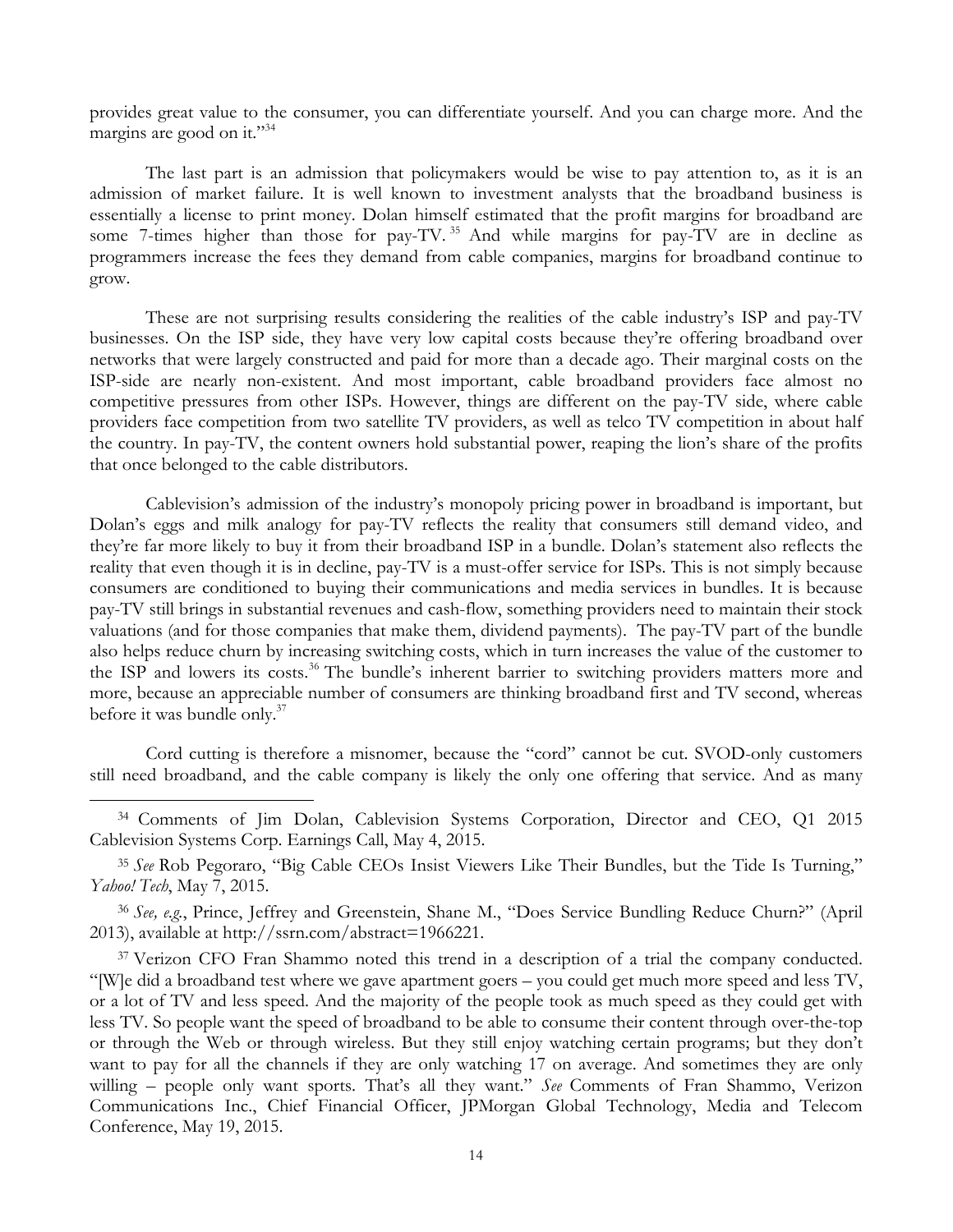provides great value to the consumer, you can differentiate yourself. And you can charge more. And the margins are good on it."[34]

The last part is an admission that policymakers would be wise to pay attention to, as it is an admission of market failure. It is well known to investment analysts that the broadband business is essentially a license to print money. Dolan himself estimated that the profit margins for broadband are some 7-times higher than those for pay-TV.[35] And while margins for pay-TV are in decline as programmers increase the fees they demand from cable companies, margins for broadband continue to grow.

These are not surprising results considering the realities of the cable industry's ISP and pay-TV businesses. On the ISP side, they have very low capital costs because they're offering broadband over networks that were largely constructed and paid for more than a decade ago. Their marginal costs on the ISP-side are nearly non-existent. And most important, cable broadband providers face almost no competitive pressures from other ISPs. However, things are different on the pay-TV side, where cable providers face competition from two satellite TV providers, as well as telco TV competition in about half the country. In pay-TV, the content owners hold substantial power, reaping the lion's share of the profits that once belonged to the cable distributors.

Cablevision's admission of the industry's monopoly pricing power in broadband is important, but Dolan's eggs and milk analogy for pay-TV reflects the reality that consumers still demand video, and they're far more likely to buy it from their broadband ISP in a bundle. Dolan's statement also reflects the reality that even though it is in decline, pay-TV is a must-offer service for ISPs. This is not simply because consumers are conditioned to buying their communications and media services in bundles. It is because pay-TV still brings in substantial revenues and cash-flow, something providers need to maintain their stock valuations (and for those companies that make them, dividend payments). The pay-TV part of the bundle also helps reduce churn by increasing switching costs, which in turn increases the value of the customer to the ISP and lowers its costs.[36] The bundle's inherent barrier to switching providers matters more and more, because an appreciable number of consumers are thinking broadband first and TV second, whereas before it was bundle only.[37]

Cord cutting is therefore a misnomer, because the "cord" cannot be cut. SVOD-only customers still need broadband, and the cable company is likely the only one offering that service. And as many

---

[34] Comments of Jim Dolan, Cablevision Systems Corporation, Director and CEO, Q1 2015 Cablevision Systems Corp. Earnings Call, May 4, 2015.

[35] *See* Rob Pegoraro, "Big Cable CEOs Insist Viewers Like Their Bundles, but the Tide Is Turning," *Yahoo! Tech*, May 7, 2015.

[36] *See, e.g.*, Prince, Jeffrey and Greenstein, Shane M., "Does Service Bundling Reduce Churn?" (April 2013), available at http://ssrn.com/abstract=1966221.

[37] Verizon CFO Fran Shammo noted this trend in a description of a trial the company conducted. "[W]e did a broadband test where we gave apartment goers – you could get much more speed and less TV, or a lot of TV and less speed. And the majority of the people took as much speed as they could get with less TV. So people want the speed of broadband to be able to consume their content through over-the-top or through the Web or through wireless. But they still enjoy watching certain programs; but they don't want to pay for all the channels if they are only watching 17 on average. And sometimes they are only willing – people only want sports. That's all they want." *See* Comments of Fran Shammo, Verizon Communications Inc., Chief Financial Officer, JPMorgan Global Technology, Media and Telecom Conference, May 19, 2015.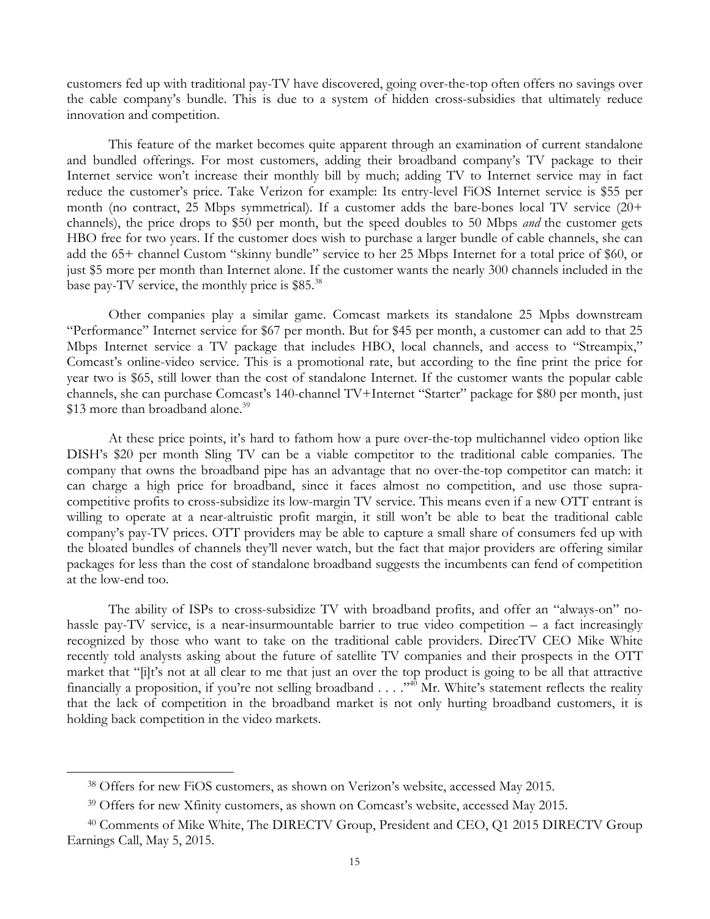customers fed up with traditional pay-TV have discovered, going over-the-top often offers no savings over the cable company's bundle. This is due to a system of hidden cross-subsidies that ultimately reduce innovation and competition.

This feature of the market becomes quite apparent through an examination of current standalone and bundled offerings. For most customers, adding their broadband company's TV package to their Internet service won't increase their monthly bill by much; adding TV to Internet service may in fact reduce the customer's price. Take Verizon for example: Its entry-level FiOS Internet service is $55 per month (no contract, 25 Mbps symmetrical). If a customer adds the bare-bones local TV service (20+ channels), the price drops to $50 per month, but the speed doubles to 50 Mbps *and* the customer gets HBO free for two years. If the customer does wish to purchase a larger bundle of cable channels, she can add the 65+ channel Custom "skinny bundle" service to her 25 Mbps Internet for a total price of $60, or just $5 more per month than Internet alone. If the customer wants the nearly 300 channels included in the base pay-TV service, the monthly price is $85.[38]

Other companies play a similar game. Comcast markets its standalone 25 Mpbs downstream "Performance" Internet service for $67 per month. But for $45 per month, a customer can add to that 25 Mbps Internet service a TV package that includes HBO, local channels, and access to "Streampix," Comcast's online-video service. This is a promotional rate, but according to the fine print the price for year two is $65, still lower than the cost of standalone Internet. If the customer wants the popular cable channels, she can purchase Comcast's 140-channel TV+Internet "Starter" package for $80 per month, just $13 more than broadband alone.[39]

At these price points, it's hard to fathom how a pure over-the-top multichannel video option like DISH's $20 per month Sling TV can be a viable competitor to the traditional cable companies. The company that owns the broadband pipe has an advantage that no over-the-top competitor can match: it can charge a high price for broadband, since it faces almost no competition, and use those supra-competitive profits to cross-subsidize its low-margin TV service. This means even if a new OTT entrant is willing to operate at a near-altruistic profit margin, it still won't be able to beat the traditional cable company's pay-TV prices. OTT providers may be able to capture a small share of consumers fed up with the bloated bundles of channels they'll never watch, but the fact that major providers are offering similar packages for less than the cost of standalone broadband suggests the incumbents can fend of competition at the low-end too.

The ability of ISPs to cross-subsidize TV with broadband profits, and offer an "always-on" no-hassle pay-TV service, is a near-insurmountable barrier to true video competition – a fact increasingly recognized by those who want to take on the traditional cable providers. DirecTV CEO Mike White recently told analysts asking about the future of satellite TV companies and their prospects in the OTT market that "[i]t's not at all clear to me that just an over the top product is going to be all that attractive financially a proposition, if you're not selling broadband . . . ."[40] Mr. White's statement reflects the reality that the lack of competition in the broadband market is not only hurting broadband customers, it is holding back competition in the video markets.

---

[38] Offers for new FiOS customers, as shown on Verizon's website, accessed May 2015.

[39] Offers for new Xfinity customers, as shown on Comcast's website, accessed May 2015.

[40] Comments of Mike White, The DIRECTV Group, President and CEO, Q1 2015 DIRECTV Group Earnings Call, May 5, 2015.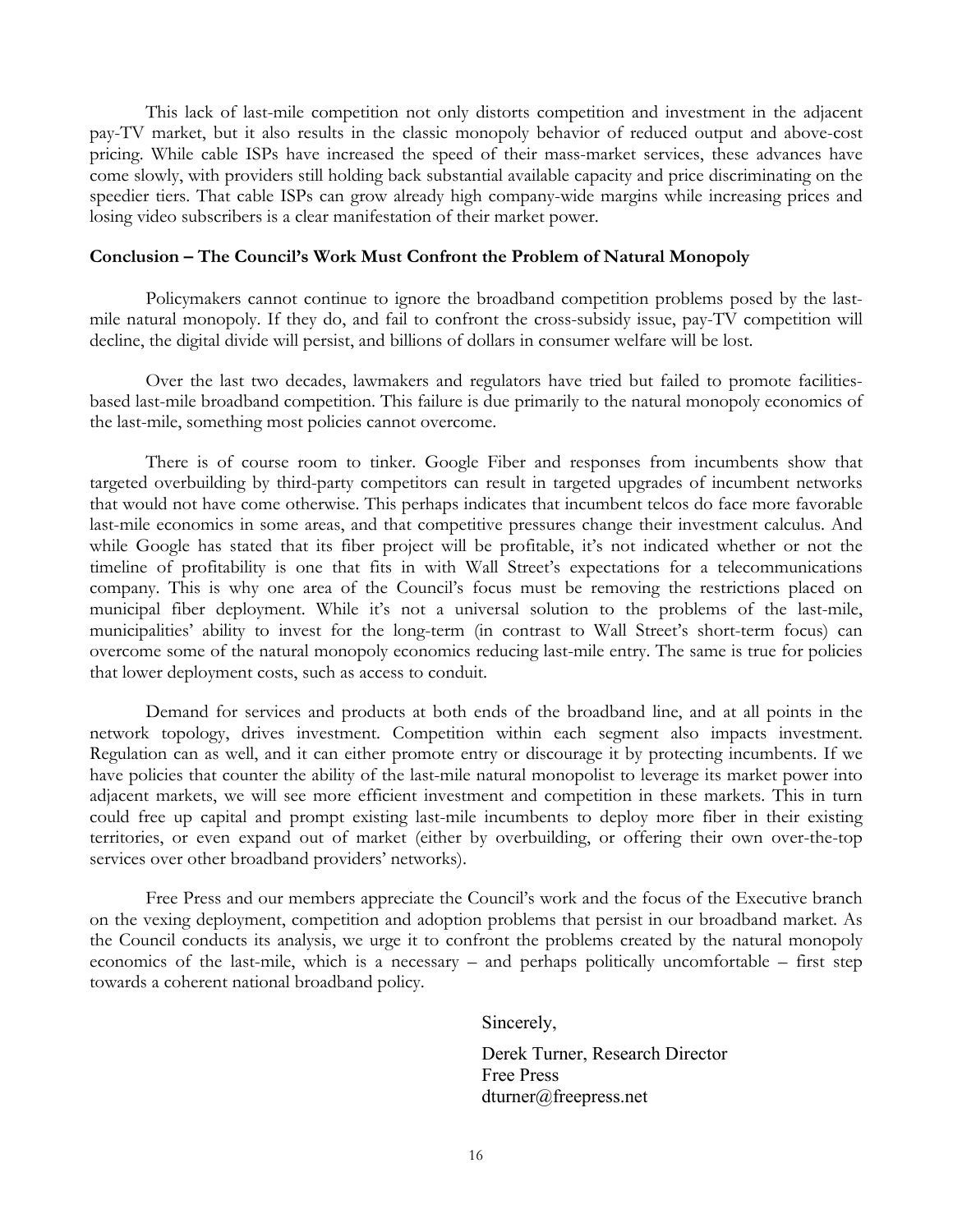This lack of last-mile competition not only distorts competition and investment in the adjacent pay-TV market, but it also results in the classic monopoly behavior of reduced output and above-cost pricing. While cable ISPs have increased the speed of their mass-market services, these advances have come slowly, with providers still holding back substantial available capacity and price discriminating on the speedier tiers. That cable ISPs can grow already high company-wide margins while increasing prices and losing video subscribers is a clear manifestation of their market power.

**Conclusion – The Council's Work Must Confront the Problem of Natural Monopoly**

Policymakers cannot continue to ignore the broadband competition problems posed by the last-mile natural monopoly. If they do, and fail to confront the cross-subsidy issue, pay-TV competition will decline, the digital divide will persist, and billions of dollars in consumer welfare will be lost.

Over the last two decades, lawmakers and regulators have tried but failed to promote facilities-based last-mile broadband competition. This failure is due primarily to the natural monopoly economics of the last-mile, something most policies cannot overcome.

There is of course room to tinker. Google Fiber and responses from incumbents show that targeted overbuilding by third-party competitors can result in targeted upgrades of incumbent networks that would not have come otherwise. This perhaps indicates that incumbent telcos do face more favorable last-mile economics in some areas, and that competitive pressures change their investment calculus. And while Google has stated that its fiber project will be profitable, it's not indicated whether or not the timeline of profitability is one that fits in with Wall Street's expectations for a telecommunications company. This is why one area of the Council's focus must be removing the restrictions placed on municipal fiber deployment. While it's not a universal solution to the problems of the last-mile, municipalities' ability to invest for the long-term (in contrast to Wall Street's short-term focus) can overcome some of the natural monopoly economics reducing last-mile entry. The same is true for policies that lower deployment costs, such as access to conduit.

Demand for services and products at both ends of the broadband line, and at all points in the network topology, drives investment. Competition within each segment also impacts investment. Regulation can as well, and it can either promote entry or discourage it by protecting incumbents. If we have policies that counter the ability of the last-mile natural monopolist to leverage its market power into adjacent markets, we will see more efficient investment and competition in these markets. This in turn could free up capital and prompt existing last-mile incumbents to deploy more fiber in their existing territories, or even expand out of market (either by overbuilding, or offering their own over-the-top services over other broadband providers' networks).

Free Press and our members appreciate the Council's work and the focus of the Executive branch on the vexing deployment, competition and adoption problems that persist in our broadband market. As the Council conducts its analysis, we urge it to confront the problems created by the natural monopoly economics of the last-mile, which is a necessary – and perhaps politically uncomfortable – first step towards a coherent national broadband policy.

Sincerely,

Derek Turner, Research Director
Free Press
dturner@freepress.net